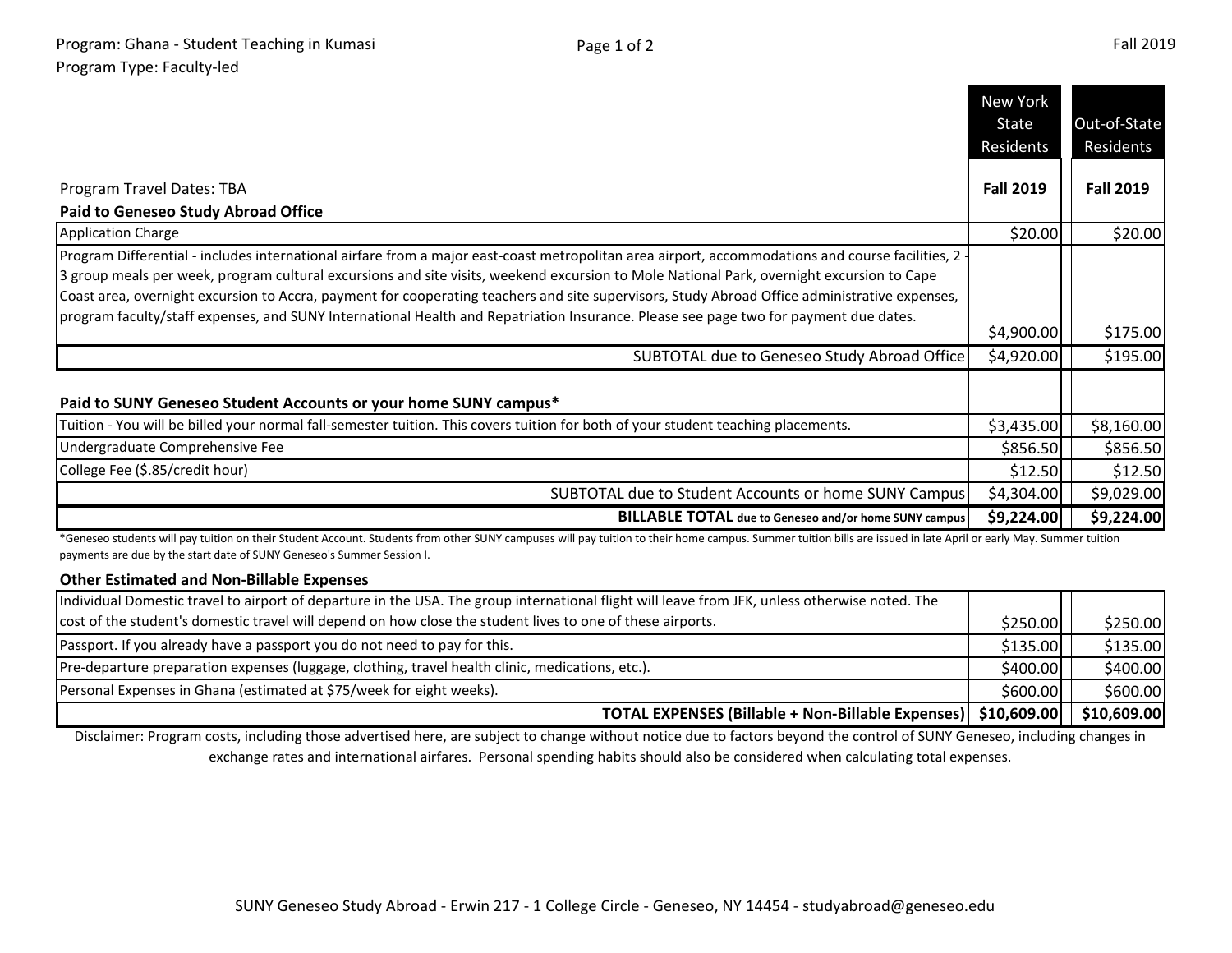Program: Ghana - Student Teaching in Kumasi
Program Type: Faculty-led

Fall 2019

| | New York State Residents | Out-of-State Residents |
|---|---|---|
| Program Travel Dates: TBA | **Fall 2019** | **Fall 2019** |
| **Paid to Geneseo Study Abroad Office** | | |
| Application Charge | $20.00 | $20.00 |
| Program Differential - includes international airfare from a major east-coast metropolitan area airport, accommodations and course facilities, 2 - 3 group meals per week, program cultural excursions and site visits, weekend excursion to Mole National Park, overnight excursion to Cape Coast area, overnight excursion to Accra, payment for cooperating teachers and site supervisors, Study Abroad Office administrative expenses, program faculty/staff expenses, and SUNY International Health and Repatriation Insurance. Please see page two for payment due dates. | $4,900.00 | $175.00 |
| SUBTOTAL due to Geneseo Study Abroad Office | $4,920.00 | $195.00 |
| **Paid to SUNY Geneseo Student Accounts or your home SUNY campus*** | | |
| Tuition - You will be billed your normal fall-semester tuition. This covers tuition for both of your student teaching placements. | $3,435.00 | $8,160.00 |
| Undergraduate Comprehensive Fee | $856.50 | $856.50 |
| College Fee ($.85/credit hour) | $12.50 | $12.50 |
| SUBTOTAL due to Student Accounts or home SUNY Campus | $4,304.00 | $9,029.00 |
| **BILLABLE TOTAL due to Geneseo and/or home SUNY campus** | **$9,224.00** | **$9,224.00** |

*Geneseo students will pay tuition on their Student Account. Students from other SUNY campuses will pay tuition to their home campus. Summer tuition bills are issued in late April or early May. Summer tuition payments are due by the start date of SUNY Geneseo's Summer Session I.

**Other Estimated and Non-Billable Expenses**

| | New York State Residents | Out-of-State Residents |
|---|---|---|
| Individual Domestic travel to airport of departure in the USA. The group international flight will leave from JFK, unless otherwise noted. The cost of the student's domestic travel will depend on how close the student lives to one of these airports. | $250.00 | $250.00 |
| Passport. If you already have a passport you do not need to pay for this. | $135.00 | $135.00 |
| Pre-departure preparation expenses (luggage, clothing, travel health clinic, medications, etc.). | $400.00 | $400.00 |
| Personal Expenses in Ghana (estimated at $75/week for eight weeks). | $600.00 | $600.00 |
| **TOTAL EXPENSES (Billable + Non-Billable Expenses)** | **$10,609.00** | **$10,609.00** |

Disclaimer: Program costs, including those advertised here, are subject to change without notice due to factors beyond the control of SUNY Geneseo, including changes in exchange rates and international airfares. Personal spending habits should also be considered when calculating total expenses.

SUNY Geneseo Study Abroad - Erwin 217 - 1 College Circle - Geneseo, NY 14454 - studyabroad@geneseo.edu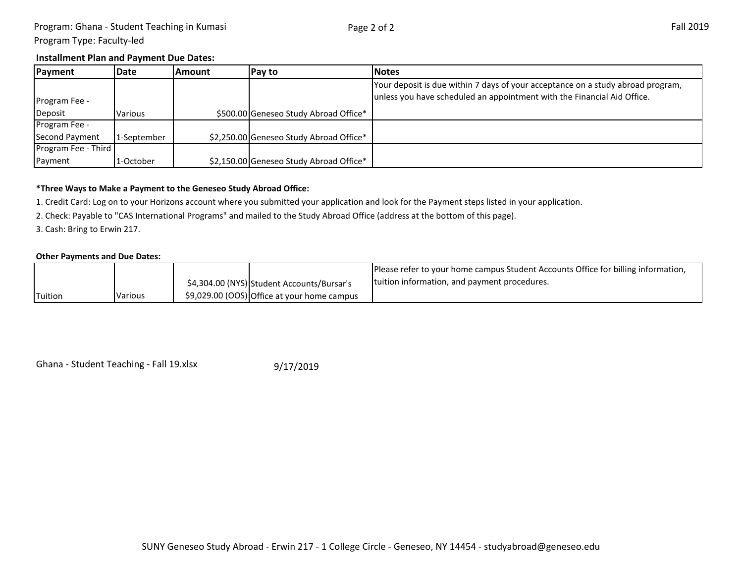**Installment Plan and Payment Due Dates:**

| Payment | Date | Amount | Pay to | Notes |
|---|---|---|---|---|
| Program Fee - Deposit | Various | $500.00 | Geneseo Study Abroad Office* | Your deposit is due within 7 days of your acceptance on a study abroad program, unless you have scheduled an appointment with the Financial Aid Office. |
| Program Fee - Second Payment | 1-September | $2,250.00 | Geneseo Study Abroad Office* | |
| Program Fee - Third Payment | 1-October | $2,150.00 | Geneseo Study Abroad Office* | |

**\*Three Ways to Make a Payment to the Geneseo Study Abroad Office:**

1. Credit Card: Log on to your Horizons account where you submitted your application and look for the Payment steps listed in your application.
2. Check: Payable to "CAS International Programs" and mailed to the Study Abroad Office (address at the bottom of this page).
3. Cash: Bring to Erwin 217.

**Other Payments and Due Dates:**

| | | | | |
|---|---|---|---|---|
| Tuition | Various | $4,304.00 (NYS) $9,029.00 (OOS) | Student Accounts/Bursar's Office at your home campus | Please refer to your home campus Student Accounts Office for billing information, tuition information, and payment procedures. |

Ghana - Student Teaching - Fall 19.xlsx 9/17/2019

SUNY Geneseo Study Abroad - Erwin 217 - 1 College Circle - Geneseo, NY 14454 - studyabroad@geneseo.edu